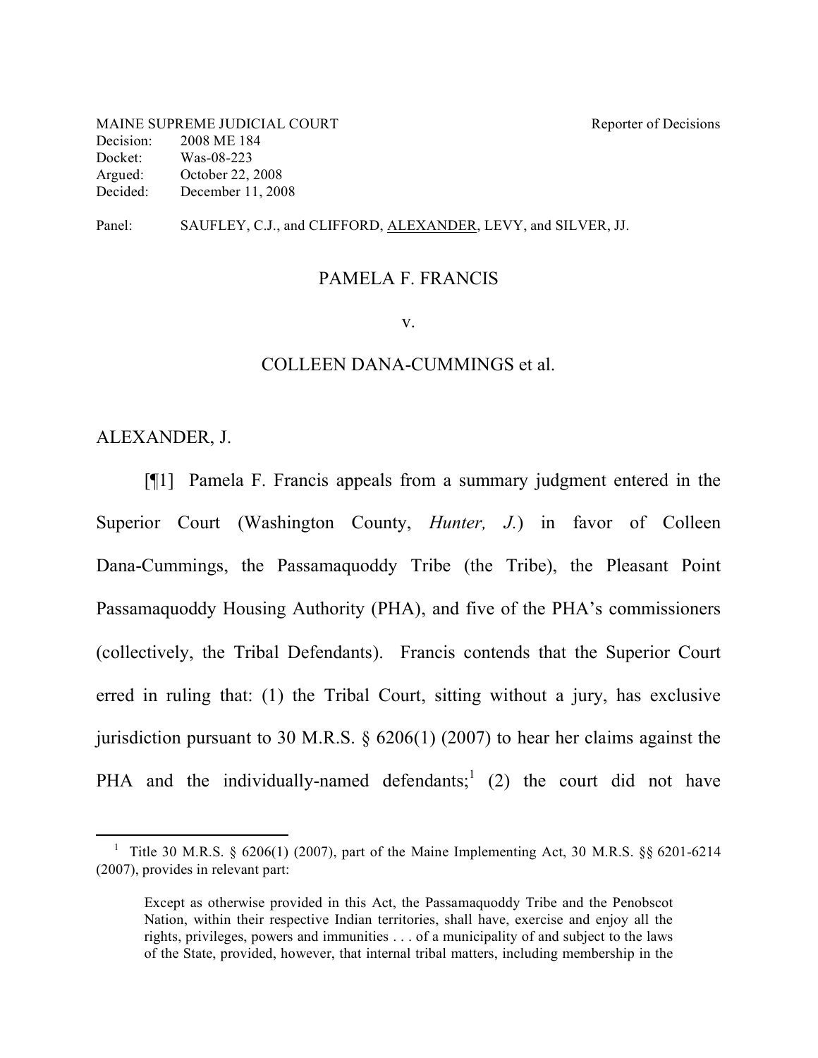MAINE SUPREME JUDICIAL COURT Reporter of Decisions
Decision: 2008 ME 184
Docket: Was-08-223
Argued: October 22, 2008
Decided: December 11, 2008

Panel: SAUFLEY, C.J., and CLIFFORD, ALEXANDER, LEVY, and SILVER, JJ.

PAMELA F. FRANCIS

v.

COLLEEN DANA-CUMMINGS et al.

ALEXANDER, J.

[¶1] Pamela F. Francis appeals from a summary judgment entered in the Superior Court (Washington County, *Hunter, J.*) in favor of Colleen Dana-Cummings, the Passamaquoddy Tribe (the Tribe), the Pleasant Point Passamaquoddy Housing Authority (PHA), and five of the PHA's commissioners (collectively, the Tribal Defendants). Francis contends that the Superior Court erred in ruling that: (1) the Tribal Court, sitting without a jury, has exclusive jurisdiction pursuant to 30 M.R.S. § 6206(1) (2007) to hear her claims against the PHA and the individually-named defendants;[1] (2) the court did not have

[1] Title 30 M.R.S. § 6206(1) (2007), part of the Maine Implementing Act, 30 M.R.S. §§ 6201-6214 (2007), provides in relevant part:

> Except as otherwise provided in this Act, the Passamaquoddy Tribe and the Penobscot Nation, within their respective Indian territories, shall have, exercise and enjoy all the rights, privileges, powers and immunities . . . of a municipality of and subject to the laws of the State, provided, however, that internal tribal matters, including membership in the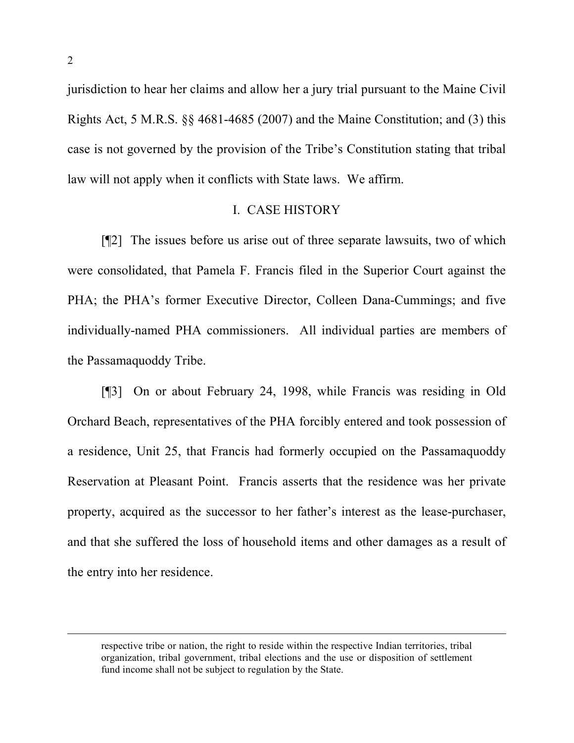jurisdiction to hear her claims and allow her a jury trial pursuant to the Maine Civil Rights Act, 5 M.R.S. §§ 4681-4685 (2007) and the Maine Constitution; and (3) this case is not governed by the provision of the Tribe's Constitution stating that tribal law will not apply when it conflicts with State laws. We affirm.

## I. CASE HISTORY

[¶2] The issues before us arise out of three separate lawsuits, two of which were consolidated, that Pamela F. Francis filed in the Superior Court against the PHA; the PHA's former Executive Director, Colleen Dana-Cummings; and five individually-named PHA commissioners. All individual parties are members of the Passamaquoddy Tribe.

[¶3] On or about February 24, 1998, while Francis was residing in Old Orchard Beach, representatives of the PHA forcibly entered and took possession of a residence, Unit 25, that Francis had formerly occupied on the Passamaquoddy Reservation at Pleasant Point. Francis asserts that the residence was her private property, acquired as the successor to her father's interest as the lease-purchaser, and that she suffered the loss of household items and other damages as a result of the entry into her residence.

---

respective tribe or nation, the right to reside within the respective Indian territories, tribal organization, tribal government, tribal elections and the use or disposition of settlement fund income shall not be subject to regulation by the State.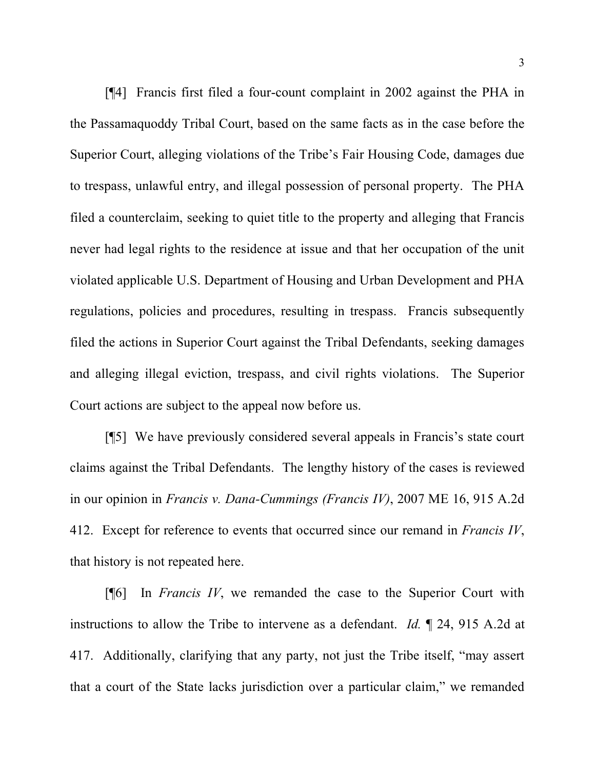[¶4] Francis first filed a four-count complaint in 2002 against the PHA in the Passamaquoddy Tribal Court, based on the same facts as in the case before the Superior Court, alleging violations of the Tribe's Fair Housing Code, damages due to trespass, unlawful entry, and illegal possession of personal property. The PHA filed a counterclaim, seeking to quiet title to the property and alleging that Francis never had legal rights to the residence at issue and that her occupation of the unit violated applicable U.S. Department of Housing and Urban Development and PHA regulations, policies and procedures, resulting in trespass. Francis subsequently filed the actions in Superior Court against the Tribal Defendants, seeking damages and alleging illegal eviction, trespass, and civil rights violations. The Superior Court actions are subject to the appeal now before us.

[¶5] We have previously considered several appeals in Francis's state court claims against the Tribal Defendants. The lengthy history of the cases is reviewed in our opinion in *Francis v. Dana-Cummings (Francis IV)*, 2007 ME 16, 915 A.2d 412. Except for reference to events that occurred since our remand in *Francis IV*, that history is not repeated here.

[¶6] In *Francis IV*, we remanded the case to the Superior Court with instructions to allow the Tribe to intervene as a defendant. *Id.* ¶ 24, 915 A.2d at 417. Additionally, clarifying that any party, not just the Tribe itself, "may assert that a court of the State lacks jurisdiction over a particular claim," we remanded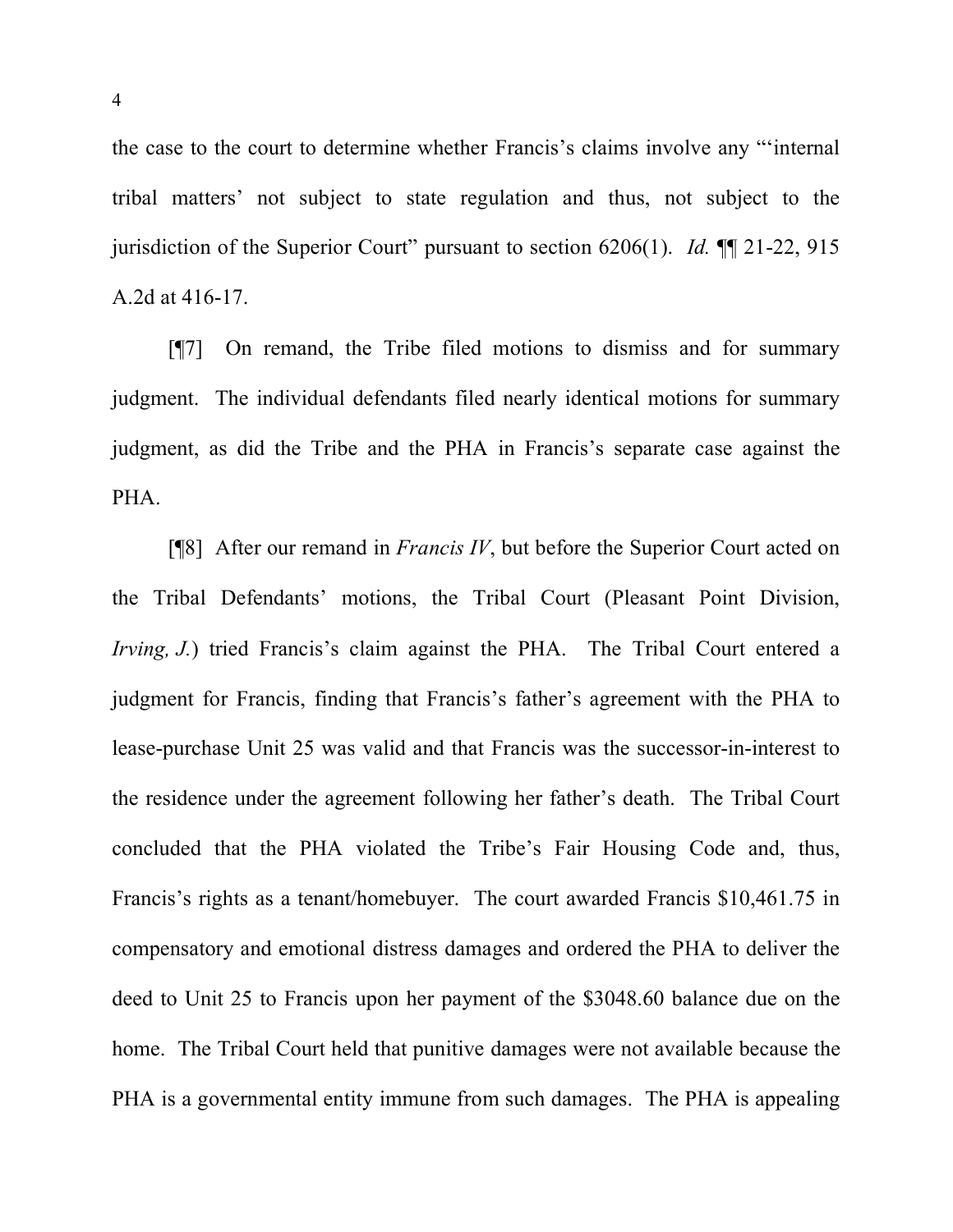the case to the court to determine whether Francis's claims involve any "'internal tribal matters' not subject to state regulation and thus, not subject to the jurisdiction of the Superior Court" pursuant to section 6206(1). *Id.* ¶¶ 21-22, 915 A.2d at 416-17.

[¶7] On remand, the Tribe filed motions to dismiss and for summary judgment. The individual defendants filed nearly identical motions for summary judgment, as did the Tribe and the PHA in Francis's separate case against the PHA.

[¶8] After our remand in *Francis IV*, but before the Superior Court acted on the Tribal Defendants' motions, the Tribal Court (Pleasant Point Division, *Irving, J.*) tried Francis's claim against the PHA. The Tribal Court entered a judgment for Francis, finding that Francis's father's agreement with the PHA to lease-purchase Unit 25 was valid and that Francis was the successor-in-interest to the residence under the agreement following her father's death. The Tribal Court concluded that the PHA violated the Tribe's Fair Housing Code and, thus, Francis's rights as a tenant/homebuyer. The court awarded Francis $10,461.75 in compensatory and emotional distress damages and ordered the PHA to deliver the deed to Unit 25 to Francis upon her payment of the $3048.60 balance due on the home. The Tribal Court held that punitive damages were not available because the PHA is a governmental entity immune from such damages. The PHA is appealing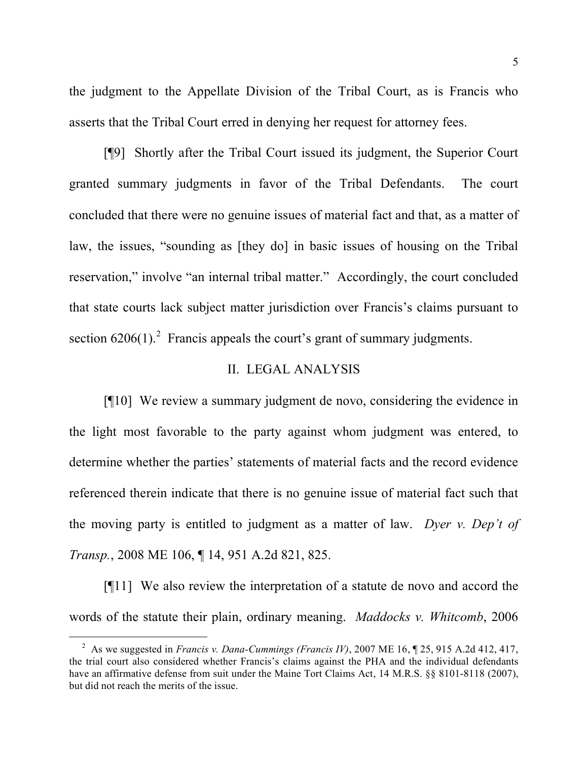the judgment to the Appellate Division of the Tribal Court, as is Francis who asserts that the Tribal Court erred in denying her request for attorney fees.

[¶9] Shortly after the Tribal Court issued its judgment, the Superior Court granted summary judgments in favor of the Tribal Defendants. The court concluded that there were no genuine issues of material fact and that, as a matter of law, the issues, "sounding as [they do] in basic issues of housing on the Tribal reservation," involve "an internal tribal matter." Accordingly, the court concluded that state courts lack subject matter jurisdiction over Francis's claims pursuant to section 6206(1).[2] Francis appeals the court's grant of summary judgments.

## II. LEGAL ANALYSIS

[¶10] We review a summary judgment de novo, considering the evidence in the light most favorable to the party against whom judgment was entered, to determine whether the parties' statements of material facts and the record evidence referenced therein indicate that there is no genuine issue of material fact such that the moving party is entitled to judgment as a matter of law. *Dyer v. Dep't of Transp.*, 2008 ME 106, ¶ 14, 951 A.2d 821, 825.

[¶11] We also review the interpretation of a statute de novo and accord the words of the statute their plain, ordinary meaning. *Maddocks v. Whitcomb*, 2006

---

[2] As we suggested in *Francis v. Dana-Cummings (Francis IV)*, 2007 ME 16, ¶ 25, 915 A.2d 412, 417, the trial court also considered whether Francis's claims against the PHA and the individual defendants have an affirmative defense from suit under the Maine Tort Claims Act, 14 M.R.S. §§ 8101-8118 (2007), but did not reach the merits of the issue.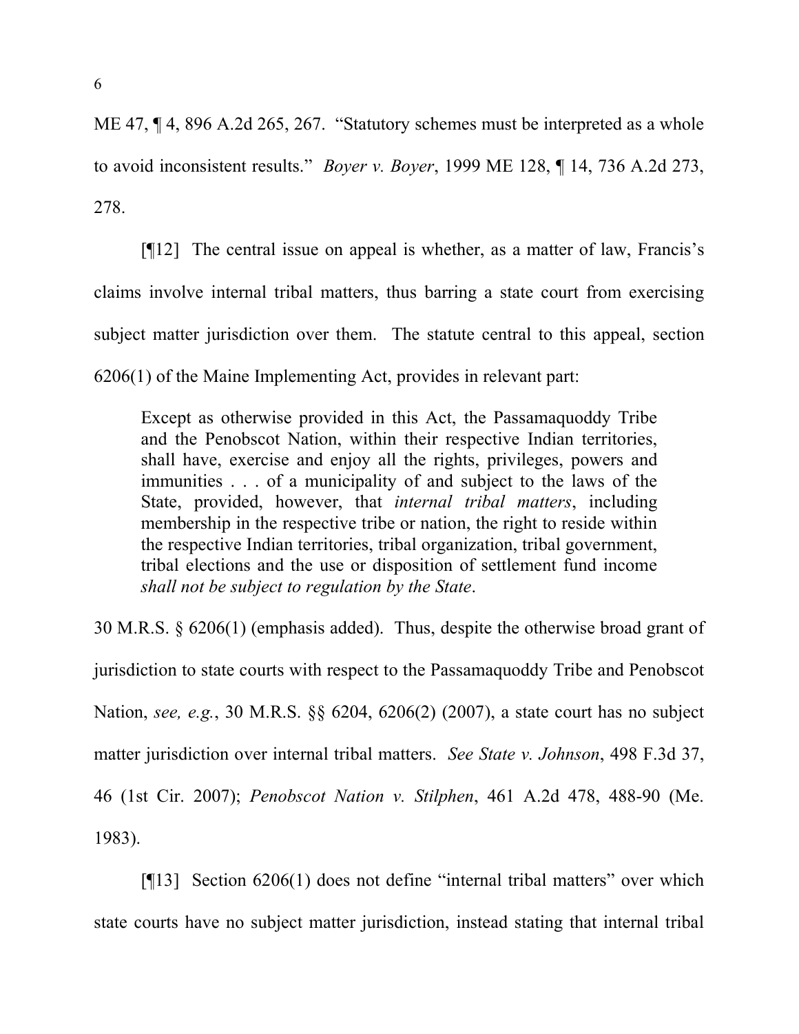ME 47, ¶ 4, 896 A.2d 265, 267. "Statutory schemes must be interpreted as a whole to avoid inconsistent results." *Boyer v. Boyer*, 1999 ME 128, ¶ 14, 736 A.2d 273, 278.

[¶12] The central issue on appeal is whether, as a matter of law, Francis's claims involve internal tribal matters, thus barring a state court from exercising subject matter jurisdiction over them. The statute central to this appeal, section 6206(1) of the Maine Implementing Act, provides in relevant part:

> Except as otherwise provided in this Act, the Passamaquoddy Tribe and the Penobscot Nation, within their respective Indian territories, shall have, exercise and enjoy all the rights, privileges, powers and immunities . . . of a municipality of and subject to the laws of the State, provided, however, that *internal tribal matters*, including membership in the respective tribe or nation, the right to reside within the respective Indian territories, tribal organization, tribal government, tribal elections and the use or disposition of settlement fund income *shall not be subject to regulation by the State*.

30 M.R.S. § 6206(1) (emphasis added). Thus, despite the otherwise broad grant of jurisdiction to state courts with respect to the Passamaquoddy Tribe and Penobscot Nation, *see, e.g.*, 30 M.R.S. §§ 6204, 6206(2) (2007), a state court has no subject matter jurisdiction over internal tribal matters. *See State v. Johnson*, 498 F.3d 37, 46 (1st Cir. 2007); *Penobscot Nation v. Stilphen*, 461 A.2d 478, 488-90 (Me. 1983).

[¶13] Section 6206(1) does not define "internal tribal matters" over which state courts have no subject matter jurisdiction, instead stating that internal tribal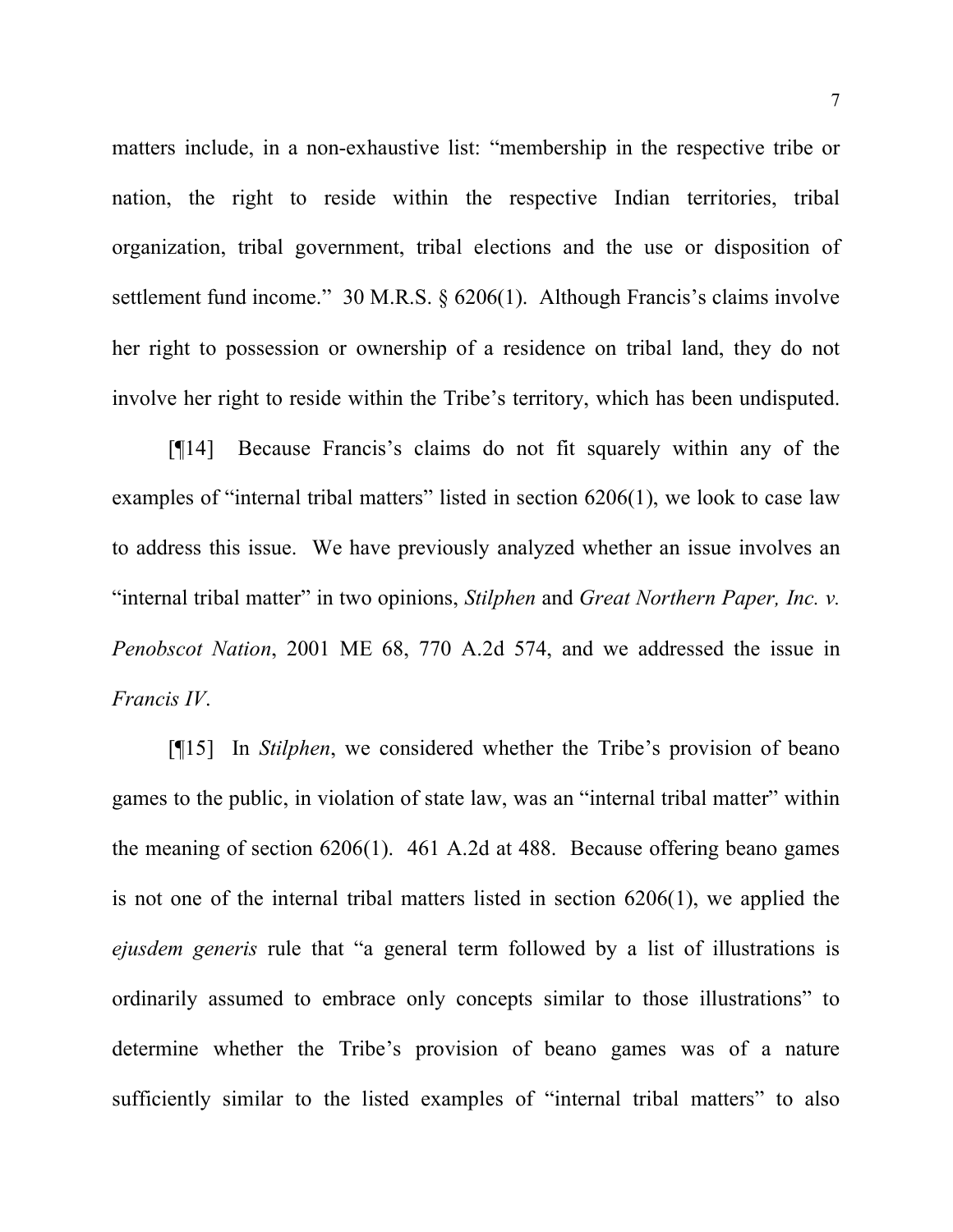matters include, in a non-exhaustive list: "membership in the respective tribe or nation, the right to reside within the respective Indian territories, tribal organization, tribal government, tribal elections and the use or disposition of settlement fund income." 30 M.R.S. § 6206(1). Although Francis's claims involve her right to possession or ownership of a residence on tribal land, they do not involve her right to reside within the Tribe's territory, which has been undisputed.

[¶14] Because Francis's claims do not fit squarely within any of the examples of "internal tribal matters" listed in section 6206(1), we look to case law to address this issue. We have previously analyzed whether an issue involves an "internal tribal matter" in two opinions, *Stilphen* and *Great Northern Paper, Inc. v. Penobscot Nation*, 2001 ME 68, 770 A.2d 574, and we addressed the issue in *Francis IV*.

[¶15] In *Stilphen*, we considered whether the Tribe's provision of beano games to the public, in violation of state law, was an "internal tribal matter" within the meaning of section 6206(1). 461 A.2d at 488. Because offering beano games is not one of the internal tribal matters listed in section 6206(1), we applied the *ejusdem generis* rule that "a general term followed by a list of illustrations is ordinarily assumed to embrace only concepts similar to those illustrations" to determine whether the Tribe's provision of beano games was of a nature sufficiently similar to the listed examples of "internal tribal matters" to also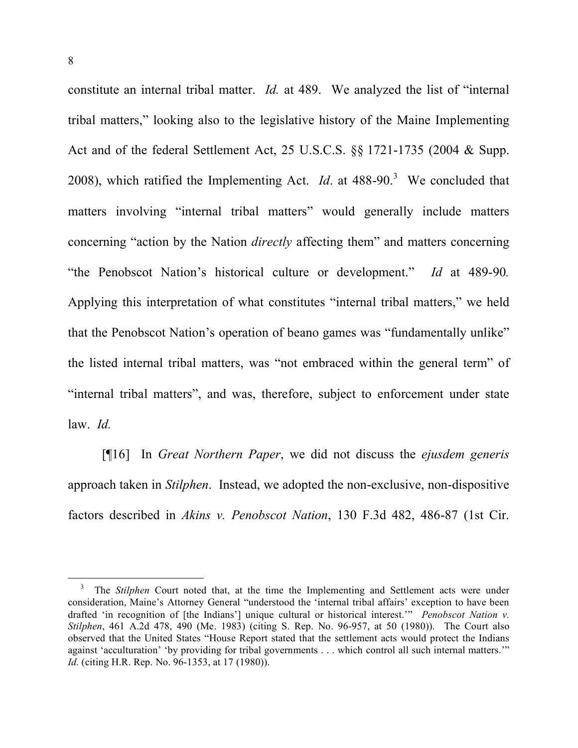constitute an internal tribal matter. *Id.* at 489. We analyzed the list of "internal tribal matters," looking also to the legislative history of the Maine Implementing Act and of the federal Settlement Act, 25 U.S.C.S. §§ 1721-1735 (2004 & Supp. 2008), which ratified the Implementing Act. *Id*. at 488-90.[3] We concluded that matters involving "internal tribal matters" would generally include matters concerning "action by the Nation *directly* affecting them" and matters concerning "the Penobscot Nation's historical culture or development." *Id* at 489-90*.* Applying this interpretation of what constitutes "internal tribal matters," we held that the Penobscot Nation's operation of beano games was "fundamentally unlike" the listed internal tribal matters, was "not embraced within the general term" of "internal tribal matters", and was, therefore, subject to enforcement under state law. *Id.*

[¶16] In *Great Northern Paper*, we did not discuss the *ejusdem generis* approach taken in *Stilphen*. Instead, we adopted the non-exclusive, non-dispositive factors described in *Akins v. Penobscot Nation*, 130 F.3d 482, 486-87 (1st Cir.

---

[3] The *Stilphen* Court noted that, at the time the Implementing and Settlement acts were under consideration, Maine's Attorney General "understood the 'internal tribal affairs' exception to have been drafted 'in recognition of [the Indians'] unique cultural or historical interest.'" *Penobscot Nation v. Stilphen*, 461 A.2d 478, 490 (Me. 1983) (citing S. Rep. No. 96-957, at 50 (1980)). The Court also observed that the United States "House Report stated that the settlement acts would protect the Indians against 'acculturation' 'by providing for tribal governments . . . which control all such internal matters.'" *Id.* (citing H.R. Rep. No. 96-1353, at 17 (1980)).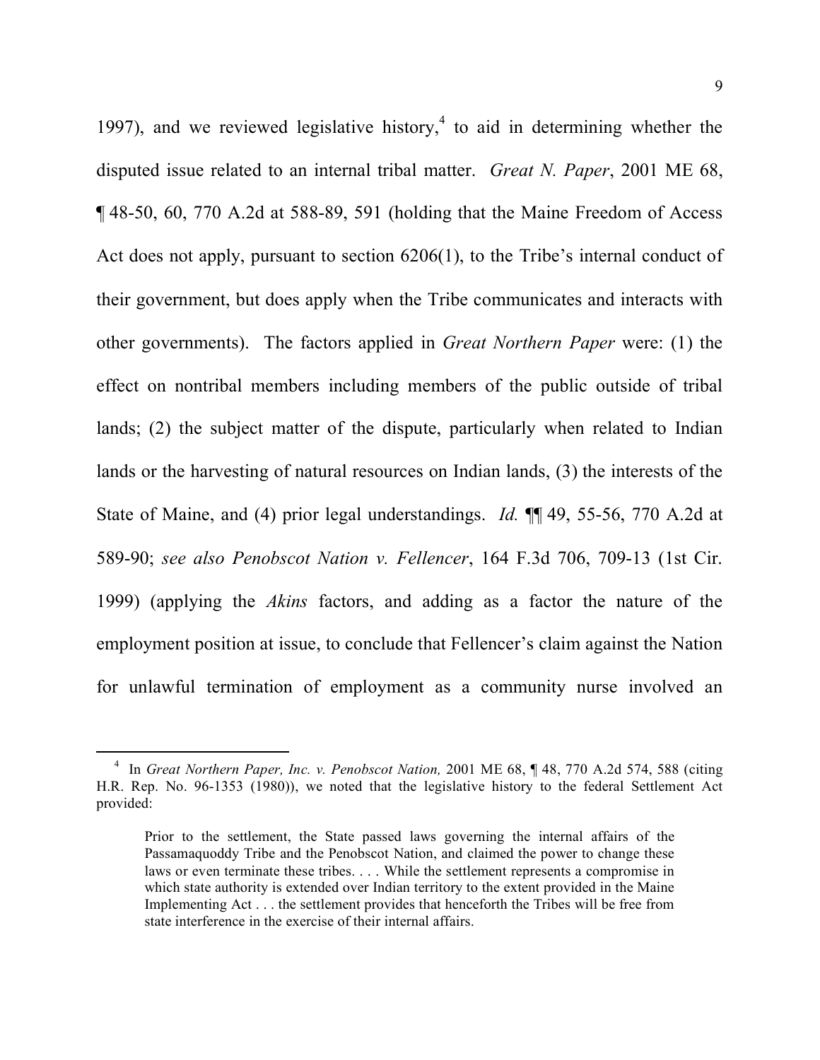1997), and we reviewed legislative history,[4] to aid in determining whether the disputed issue related to an internal tribal matter. *Great N. Paper*, 2001 ME 68, ¶ 48-50, 60, 770 A.2d at 588-89, 591 (holding that the Maine Freedom of Access Act does not apply, pursuant to section 6206(1), to the Tribe's internal conduct of their government, but does apply when the Tribe communicates and interacts with other governments). The factors applied in *Great Northern Paper* were: (1) the effect on nontribal members including members of the public outside of tribal lands; (2) the subject matter of the dispute, particularly when related to Indian lands or the harvesting of natural resources on Indian lands, (3) the interests of the State of Maine, and (4) prior legal understandings. *Id.* ¶¶ 49, 55-56, 770 A.2d at 589-90; *see also Penobscot Nation v. Fellencer*, 164 F.3d 706, 709-13 (1st Cir. 1999) (applying the *Akins* factors, and adding as a factor the nature of the employment position at issue, to conclude that Fellencer's claim against the Nation for unlawful termination of employment as a community nurse involved an

---

[4] In *Great Northern Paper, Inc. v. Penobscot Nation,* 2001 ME 68, ¶ 48, 770 A.2d 574, 588 (citing H.R. Rep. No. 96-1353 (1980)), we noted that the legislative history to the federal Settlement Act provided:

> Prior to the settlement, the State passed laws governing the internal affairs of the Passamaquoddy Tribe and the Penobscot Nation, and claimed the power to change these laws or even terminate these tribes. . . . While the settlement represents a compromise in which state authority is extended over Indian territory to the extent provided in the Maine Implementing Act . . . the settlement provides that henceforth the Tribes will be free from state interference in the exercise of their internal affairs.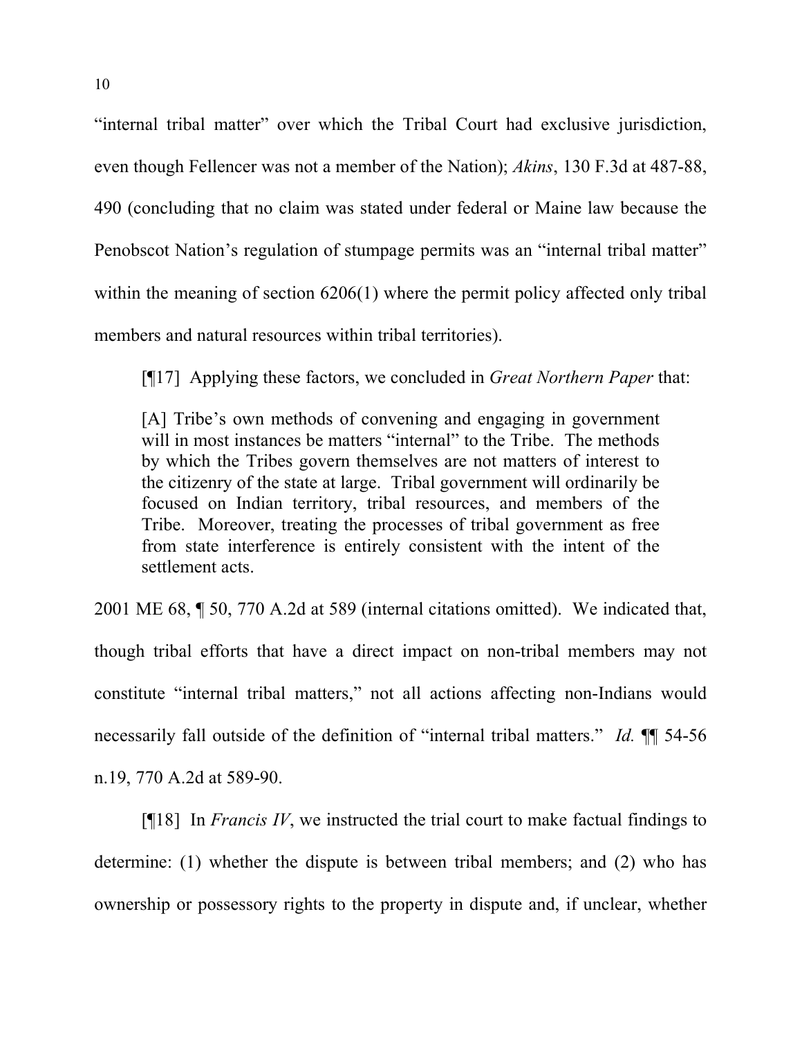"internal tribal matter" over which the Tribal Court had exclusive jurisdiction, even though Fellencer was not a member of the Nation); *Akins*, 130 F.3d at 487-88, 490 (concluding that no claim was stated under federal or Maine law because the Penobscot Nation's regulation of stumpage permits was an "internal tribal matter" within the meaning of section 6206(1) where the permit policy affected only tribal members and natural resources within tribal territories).

[¶17] Applying these factors, we concluded in *Great Northern Paper* that:

> [A] Tribe's own methods of convening and engaging in government will in most instances be matters "internal" to the Tribe. The methods by which the Tribes govern themselves are not matters of interest to the citizenry of the state at large. Tribal government will ordinarily be focused on Indian territory, tribal resources, and members of the Tribe. Moreover, treating the processes of tribal government as free from state interference is entirely consistent with the intent of the settlement acts.

2001 ME 68, ¶ 50, 770 A.2d at 589 (internal citations omitted). We indicated that, though tribal efforts that have a direct impact on non-tribal members may not constitute "internal tribal matters," not all actions affecting non-Indians would necessarily fall outside of the definition of "internal tribal matters." *Id.* ¶¶ 54-56 n.19, 770 A.2d at 589-90.

[¶18] In *Francis IV*, we instructed the trial court to make factual findings to determine: (1) whether the dispute is between tribal members; and (2) who has ownership or possessory rights to the property in dispute and, if unclear, whether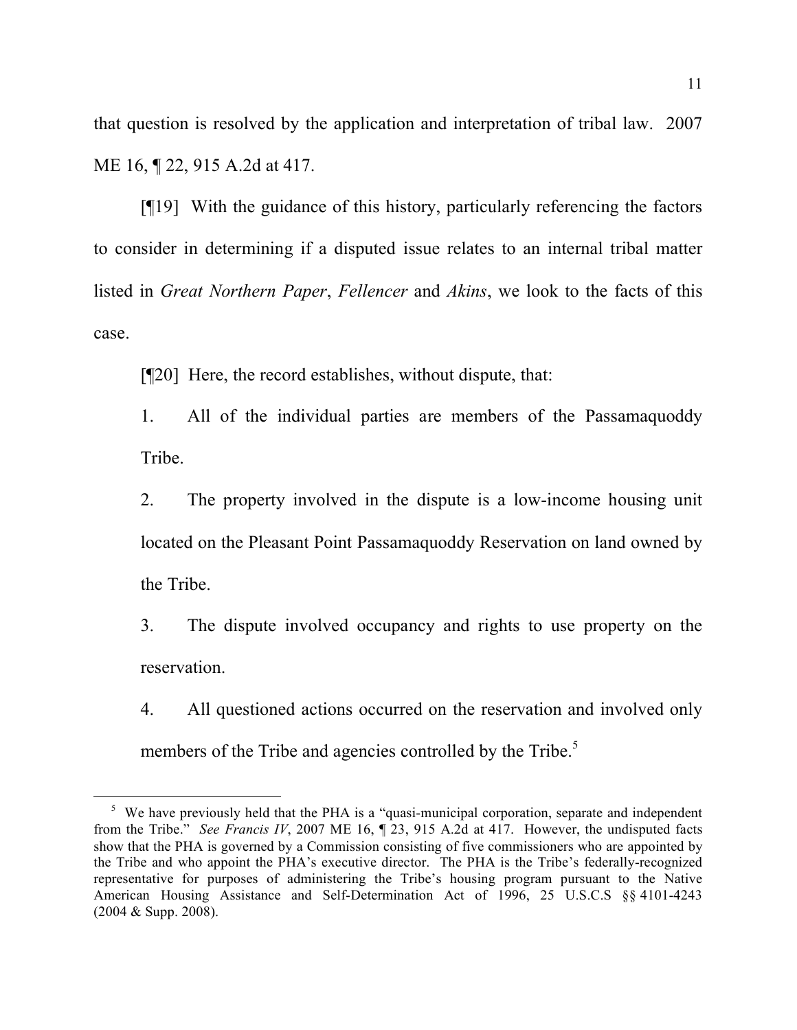that question is resolved by the application and interpretation of tribal law. 2007 ME 16, ¶ 22, 915 A.2d at 417.

[¶19] With the guidance of this history, particularly referencing the factors to consider in determining if a disputed issue relates to an internal tribal matter listed in *Great Northern Paper*, *Fellencer* and *Akins*, we look to the facts of this case.

[¶20] Here, the record establishes, without dispute, that:

1. All of the individual parties are members of the Passamaquoddy Tribe.

2. The property involved in the dispute is a low-income housing unit located on the Pleasant Point Passamaquoddy Reservation on land owned by the Tribe.

3. The dispute involved occupancy and rights to use property on the reservation.

4. All questioned actions occurred on the reservation and involved only members of the Tribe and agencies controlled by the Tribe.[5]

---

[5] We have previously held that the PHA is a "quasi-municipal corporation, separate and independent from the Tribe." *See Francis IV*, 2007 ME 16, ¶ 23, 915 A.2d at 417. However, the undisputed facts show that the PHA is governed by a Commission consisting of five commissioners who are appointed by the Tribe and who appoint the PHA's executive director. The PHA is the Tribe's federally-recognized representative for purposes of administering the Tribe's housing program pursuant to the Native American Housing Assistance and Self-Determination Act of 1996, 25 U.S.C.S §§ 4101-4243 (2004 & Supp. 2008).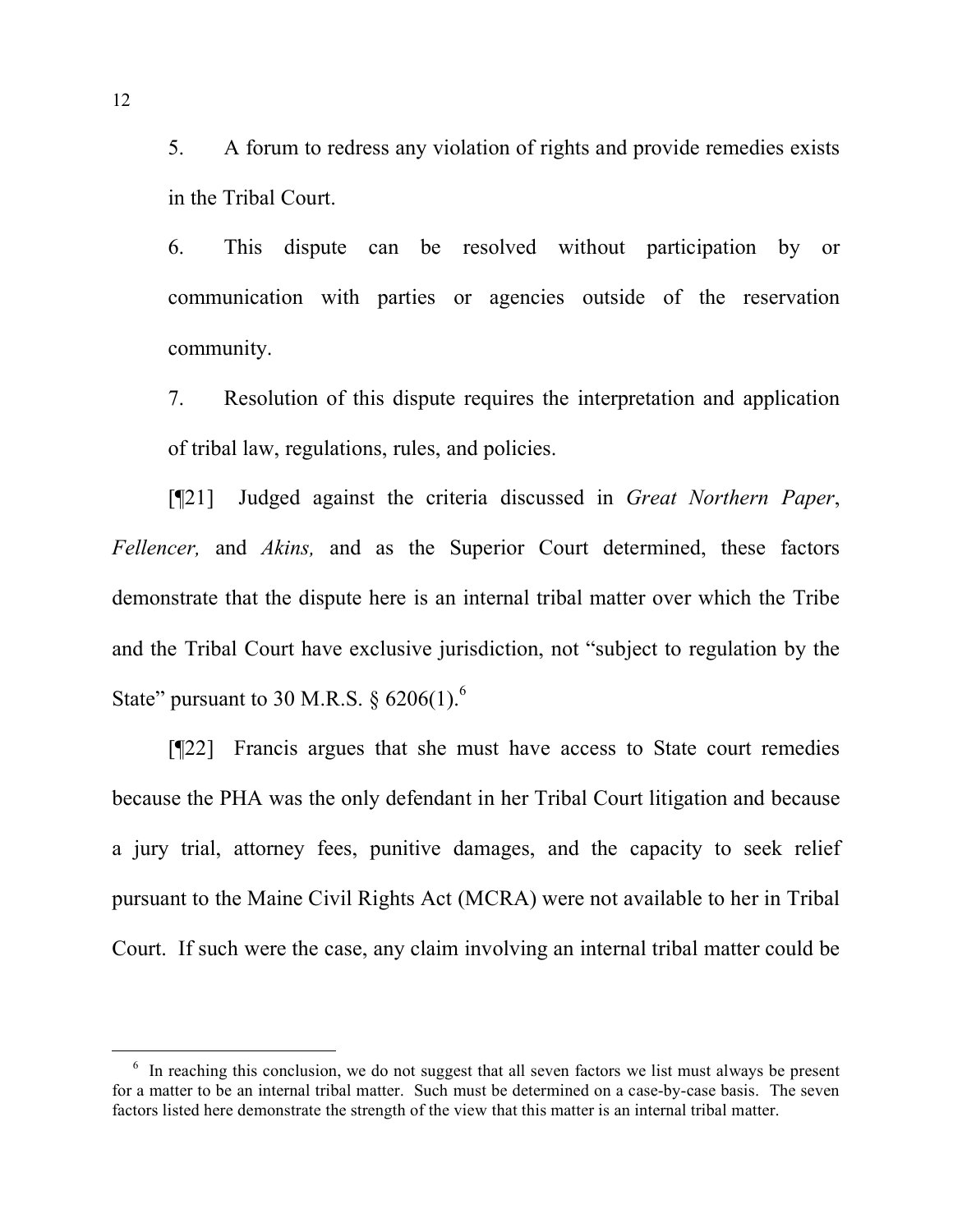5. A forum to redress any violation of rights and provide remedies exists in the Tribal Court.

6. This dispute can be resolved without participation by or communication with parties or agencies outside of the reservation community.

7. Resolution of this dispute requires the interpretation and application of tribal law, regulations, rules, and policies.

[¶21] Judged against the criteria discussed in *Great Northern Paper*, *Fellencer,* and *Akins,* and as the Superior Court determined, these factors demonstrate that the dispute here is an internal tribal matter over which the Tribe and the Tribal Court have exclusive jurisdiction, not "subject to regulation by the State" pursuant to 30 M.R.S. § 6206(1).[6]

[¶22] Francis argues that she must have access to State court remedies because the PHA was the only defendant in her Tribal Court litigation and because a jury trial, attorney fees, punitive damages, and the capacity to seek relief pursuant to the Maine Civil Rights Act (MCRA) were not available to her in Tribal Court. If such were the case, any claim involving an internal tribal matter could be

---

[6] In reaching this conclusion, we do not suggest that all seven factors we list must always be present for a matter to be an internal tribal matter. Such must be determined on a case-by-case basis. The seven factors listed here demonstrate the strength of the view that this matter is an internal tribal matter.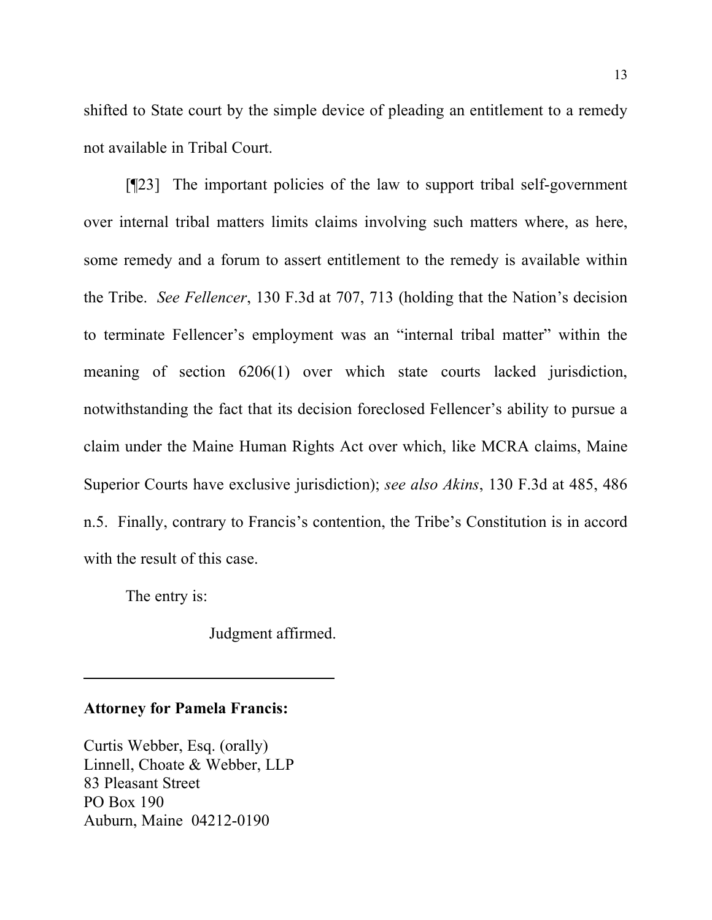shifted to State court by the simple device of pleading an entitlement to a remedy not available in Tribal Court.

[¶23] The important policies of the law to support tribal self-government over internal tribal matters limits claims involving such matters where, as here, some remedy and a forum to assert entitlement to the remedy is available within the Tribe. *See Fellencer*, 130 F.3d at 707, 713 (holding that the Nation's decision to terminate Fellencer's employment was an "internal tribal matter" within the meaning of section 6206(1) over which state courts lacked jurisdiction, notwithstanding the fact that its decision foreclosed Fellencer's ability to pursue a claim under the Maine Human Rights Act over which, like MCRA claims, Maine Superior Courts have exclusive jurisdiction); *see also Akins*, 130 F.3d at 485, 486 n.5. Finally, contrary to Francis's contention, the Tribe's Constitution is in accord with the result of this case.

The entry is:

Judgment affirmed.

---

**Attorney for Pamela Francis:**

Curtis Webber, Esq. (orally)
Linnell, Choate & Webber, LLP
83 Pleasant Street
PO Box 190
Auburn, Maine 04212-0190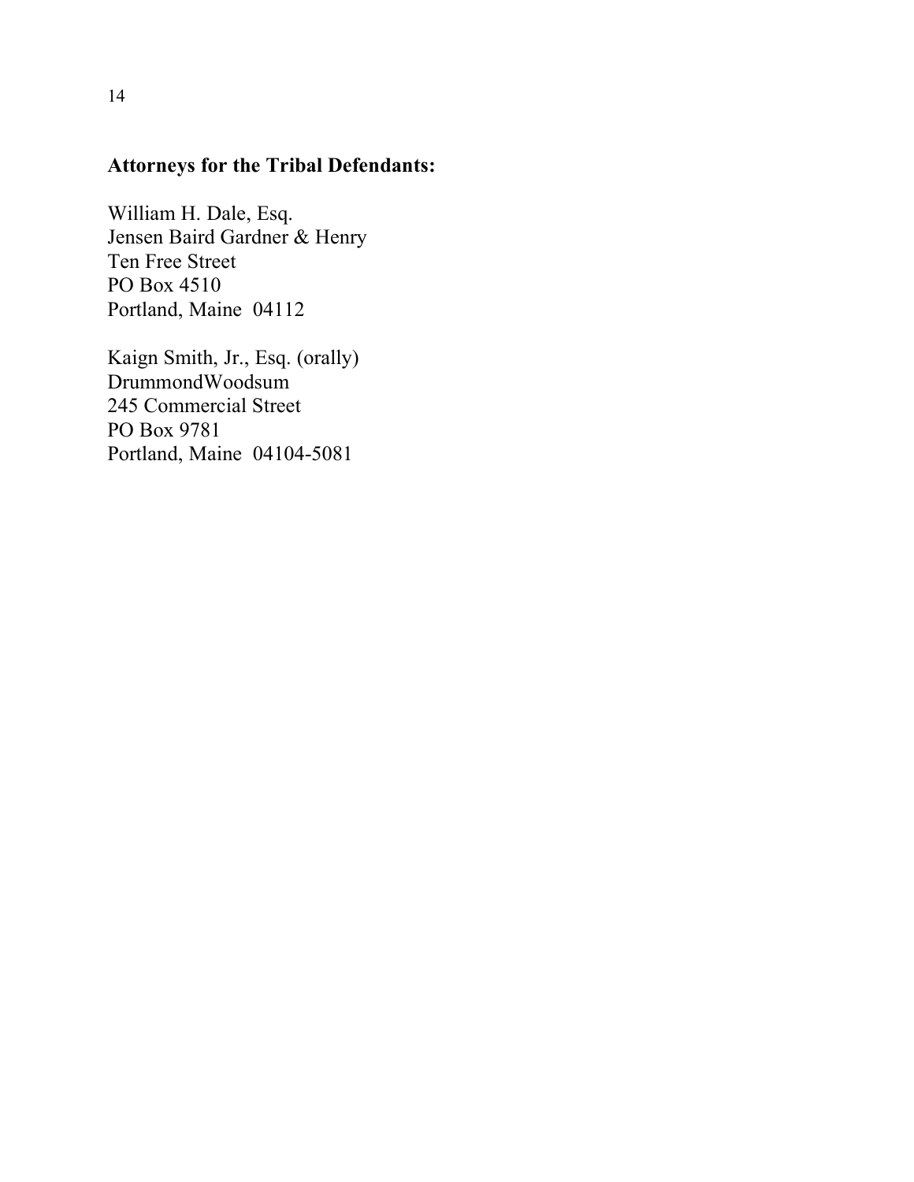**Attorneys for the Tribal Defendants:**

William H. Dale, Esq.
Jensen Baird Gardner & Henry
Ten Free Street
PO Box 4510
Portland, Maine 04112

Kaign Smith, Jr., Esq. (orally)
DrummondWoodsum
245 Commercial Street
PO Box 9781
Portland, Maine 04104-5081